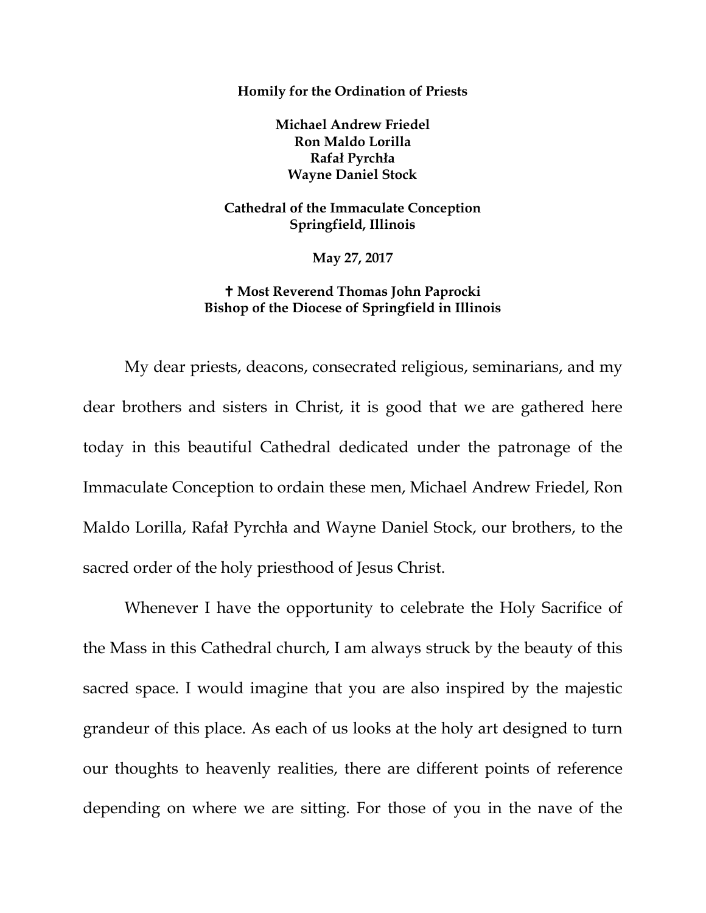**Homily for the Ordination of Priests**

**Michael Andrew Friedel**
**Ron Maldo Lorilla**
**Rafał Pyrchła**
**Wayne Daniel Stock**

**Cathedral of the Immaculate Conception**
**Springfield, Illinois**

**May 27, 2017**

**✝ Most Reverend Thomas John Paprocki**
**Bishop of the Diocese of Springfield in Illinois**

My dear priests, deacons, consecrated religious, seminarians, and my dear brothers and sisters in Christ, it is good that we are gathered here today in this beautiful Cathedral dedicated under the patronage of the Immaculate Conception to ordain these men, Michael Andrew Friedel, Ron Maldo Lorilla, Rafał Pyrchła and Wayne Daniel Stock, our brothers, to the sacred order of the holy priesthood of Jesus Christ.

Whenever I have the opportunity to celebrate the Holy Sacrifice of the Mass in this Cathedral church, I am always struck by the beauty of this sacred space. I would imagine that you are also inspired by the majestic grandeur of this place. As each of us looks at the holy art designed to turn our thoughts to heavenly realities, there are different points of reference depending on where we are sitting. For those of you in the nave of the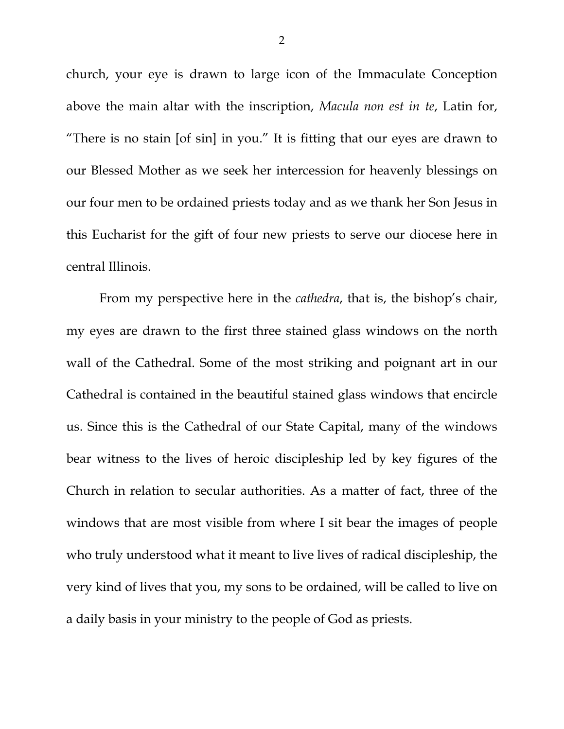church, your eye is drawn to large icon of the Immaculate Conception above the main altar with the inscription, *Macula non est in te*, Latin for, "There is no stain [of sin] in you." It is fitting that our eyes are drawn to our Blessed Mother as we seek her intercession for heavenly blessings on our four men to be ordained priests today and as we thank her Son Jesus in this Eucharist for the gift of four new priests to serve our diocese here in central Illinois.

From my perspective here in the *cathedra*, that is, the bishop's chair, my eyes are drawn to the first three stained glass windows on the north wall of the Cathedral. Some of the most striking and poignant art in our Cathedral is contained in the beautiful stained glass windows that encircle us. Since this is the Cathedral of our State Capital, many of the windows bear witness to the lives of heroic discipleship led by key figures of the Church in relation to secular authorities. As a matter of fact, three of the windows that are most visible from where I sit bear the images of people who truly understood what it meant to live lives of radical discipleship, the very kind of lives that you, my sons to be ordained, will be called to live on a daily basis in your ministry to the people of God as priests.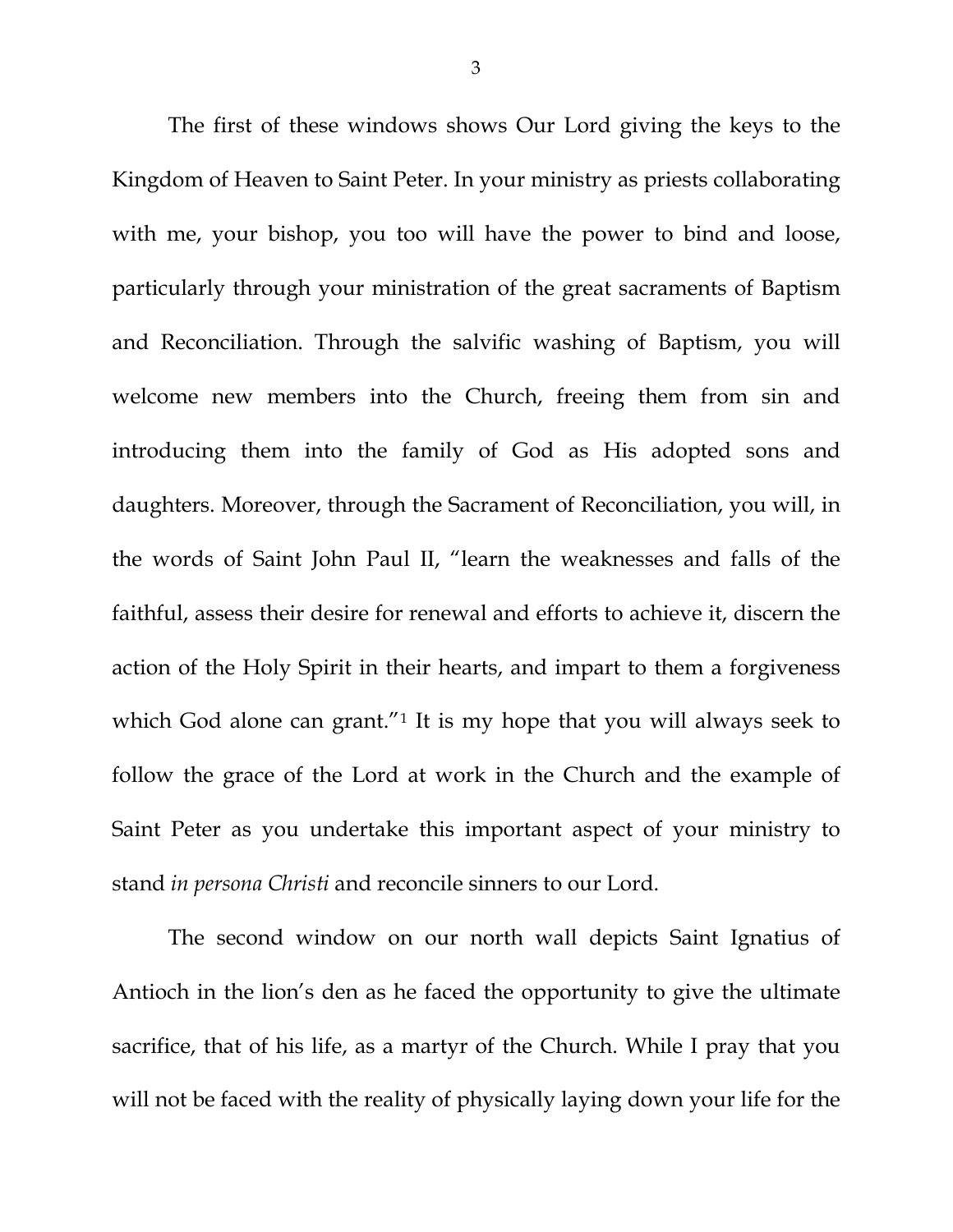The first of these windows shows Our Lord giving the keys to the Kingdom of Heaven to Saint Peter. In your ministry as priests collaborating with me, your bishop, you too will have the power to bind and loose, particularly through your ministration of the great sacraments of Baptism and Reconciliation. Through the salvific washing of Baptism, you will welcome new members into the Church, freeing them from sin and introducing them into the family of God as His adopted sons and daughters. Moreover, through the Sacrament of Reconciliation, you will, in the words of Saint John Paul II, "learn the weaknesses and falls of the faithful, assess their desire for renewal and efforts to achieve it, discern the action of the Holy Spirit in their hearts, and impart to them a forgiveness which God alone can grant."[1] It is my hope that you will always seek to follow the grace of the Lord at work in the Church and the example of Saint Peter as you undertake this important aspect of your ministry to stand *in persona Christi* and reconcile sinners to our Lord.

The second window on our north wall depicts Saint Ignatius of Antioch in the lion's den as he faced the opportunity to give the ultimate sacrifice, that of his life, as a martyr of the Church. While I pray that you will not be faced with the reality of physically laying down your life for the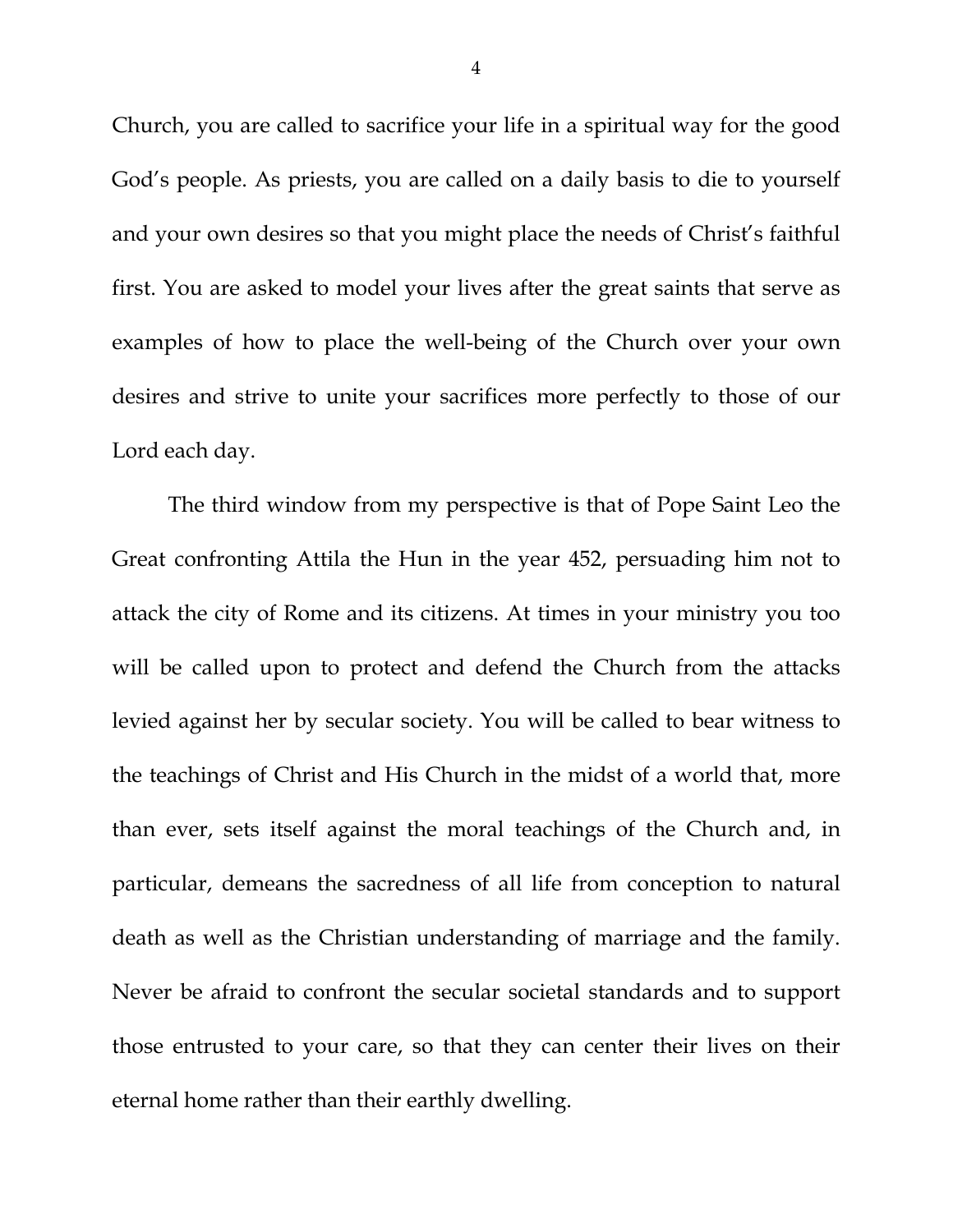Church, you are called to sacrifice your life in a spiritual way for the good God's people. As priests, you are called on a daily basis to die to yourself and your own desires so that you might place the needs of Christ's faithful first. You are asked to model your lives after the great saints that serve as examples of how to place the well-being of the Church over your own desires and strive to unite your sacrifices more perfectly to those of our Lord each day.

The third window from my perspective is that of Pope Saint Leo the Great confronting Attila the Hun in the year 452, persuading him not to attack the city of Rome and its citizens. At times in your ministry you too will be called upon to protect and defend the Church from the attacks levied against her by secular society. You will be called to bear witness to the teachings of Christ and His Church in the midst of a world that, more than ever, sets itself against the moral teachings of the Church and, in particular, demeans the sacredness of all life from conception to natural death as well as the Christian understanding of marriage and the family. Never be afraid to confront the secular societal standards and to support those entrusted to your care, so that they can center their lives on their eternal home rather than their earthly dwelling.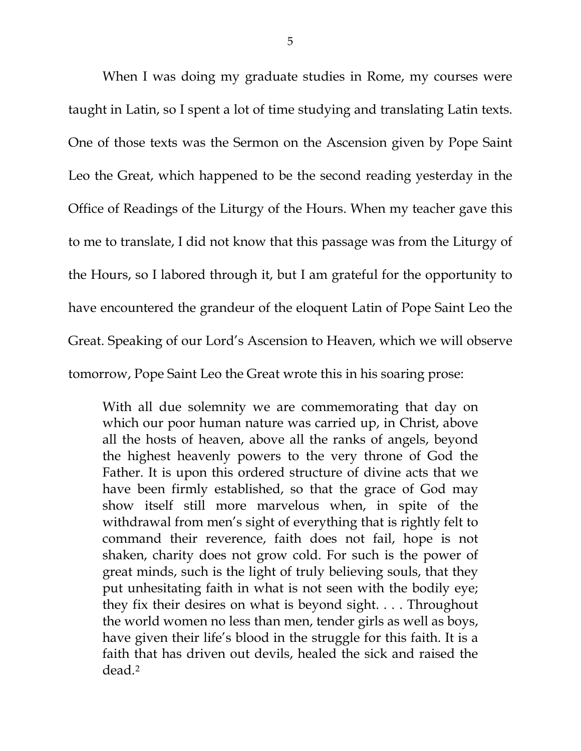When I was doing my graduate studies in Rome, my courses were taught in Latin, so I spent a lot of time studying and translating Latin texts. One of those texts was the Sermon on the Ascension given by Pope Saint Leo the Great, which happened to be the second reading yesterday in the Office of Readings of the Liturgy of the Hours. When my teacher gave this to me to translate, I did not know that this passage was from the Liturgy of the Hours, so I labored through it, but I am grateful for the opportunity to have encountered the grandeur of the eloquent Latin of Pope Saint Leo the Great. Speaking of our Lord's Ascension to Heaven, which we will observe tomorrow, Pope Saint Leo the Great wrote this in his soaring prose:

> With all due solemnity we are commemorating that day on which our poor human nature was carried up, in Christ, above all the hosts of heaven, above all the ranks of angels, beyond the highest heavenly powers to the very throne of God the Father. It is upon this ordered structure of divine acts that we have been firmly established, so that the grace of God may show itself still more marvelous when, in spite of the withdrawal from men's sight of everything that is rightly felt to command their reverence, faith does not fail, hope is not shaken, charity does not grow cold. For such is the power of great minds, such is the light of truly believing souls, that they put unhesitating faith in what is not seen with the bodily eye; they fix their desires on what is beyond sight. . . . Throughout the world women no less than men, tender girls as well as boys, have given their life's blood in the struggle for this faith. It is a faith that has driven out devils, healed the sick and raised the dead.[2]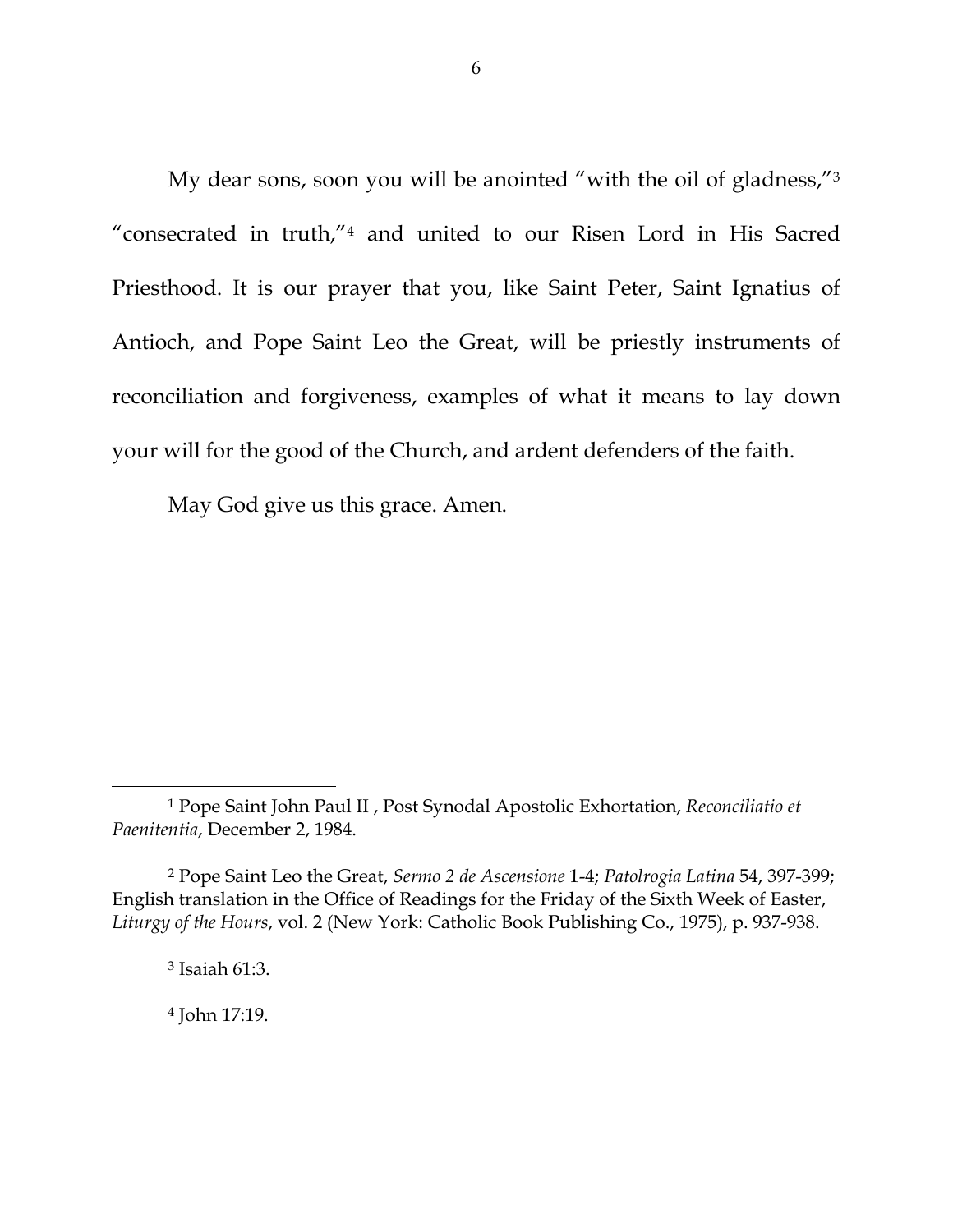My dear sons, soon you will be anointed "with the oil of gladness,"[3] "consecrated in truth,"[4] and united to our Risen Lord in His Sacred Priesthood. It is our prayer that you, like Saint Peter, Saint Ignatius of Antioch, and Pope Saint Leo the Great, will be priestly instruments of reconciliation and forgiveness, examples of what it means to lay down your will for the good of the Church, and ardent defenders of the faith.

May God give us this grace. Amen.

---

[1] Pope Saint John Paul II , Post Synodal Apostolic Exhortation, *Reconciliatio et Paenitentia*, December 2, 1984.

[2] Pope Saint Leo the Great, *Sermo 2 de Ascensione* 1-4; *Patolrogia Latina* 54, 397-399; English translation in the Office of Readings for the Friday of the Sixth Week of Easter, *Liturgy of the Hours*, vol. 2 (New York: Catholic Book Publishing Co., 1975), p. 937-938.

[3] Isaiah 61:3.

[4] John 17:19.